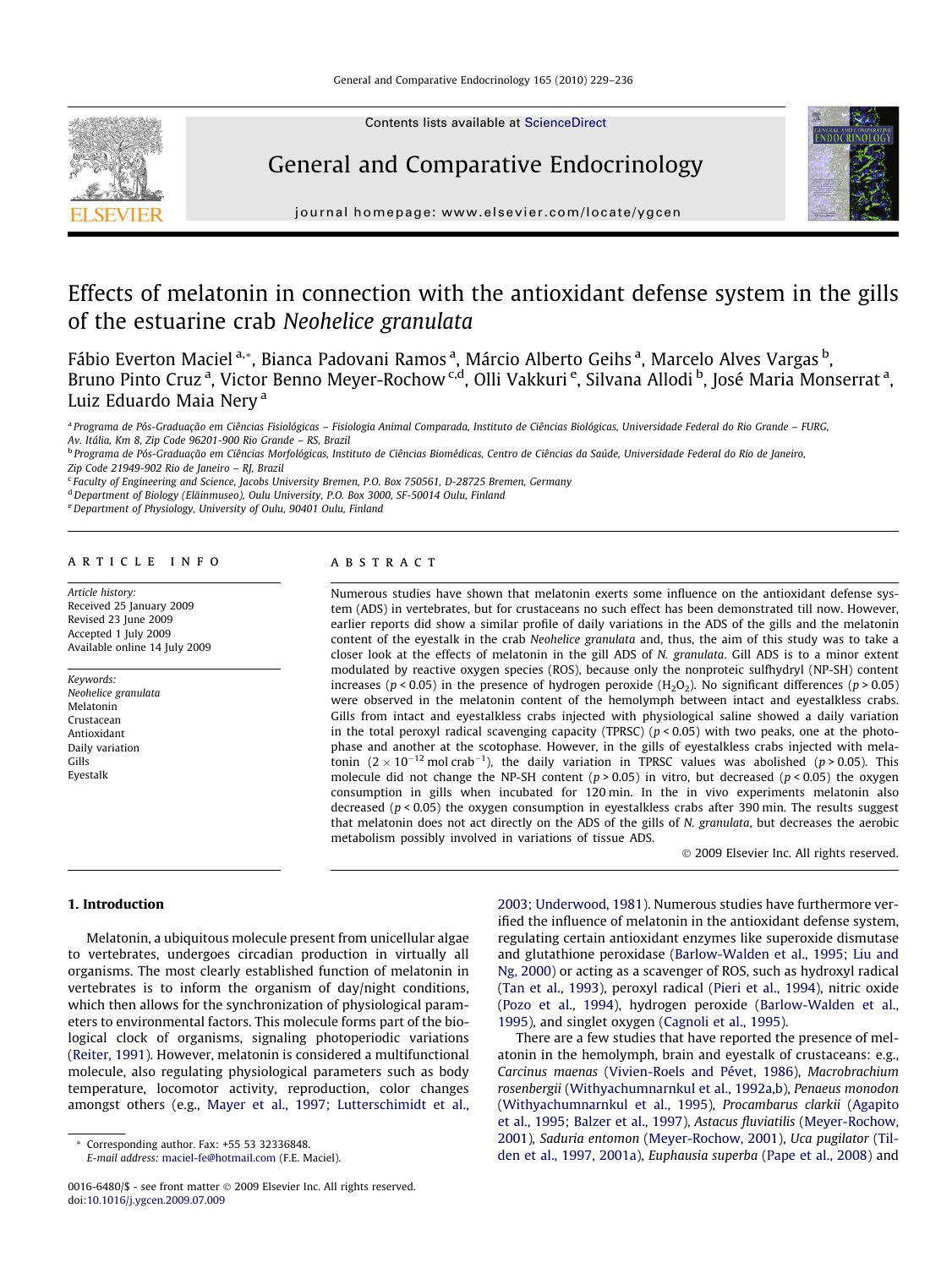# Effects of melatonin in connection with the antioxidant defense system in the gills of the estuarine crab *Neohelice granulata*

Fábio Everton Maciel [a,*], Bianca Padovani Ramos [a], Márcio Alberto Geihs [a], Marcelo Alves Vargas [b], Bruno Pinto Cruz [a], Victor Benno Meyer-Rochow [c,d], Olli Vakkuri [e], Silvana Allodi [b], José Maria Monserrat [a], Luiz Eduardo Maia Nery [a]

[a] Programa de Pós-Graduação em Ciências Fisiológicas – Fisiologia Animal Comparada, Instituto de Ciências Biológicas, Universidade Federal do Rio Grande – FURG, Av. Itália, Km 8, Zip Code 96201-900 Rio Grande – RS, Brazil

[b] Programa de Pós-Graduação em Ciências Morfológicas, Instituto de Ciências Biomédicas, Centro de Ciências da Saúde, Universidade Federal do Rio de Janeiro, Zip Code 21949-902 Rio de Janeiro – RJ, Brazil

[c] Faculty of Engineering and Science, Jacobs University Bremen, P.O. Box 750561, D-28725 Bremen, Germany

[d] Department of Biology (Eläinmuseo), Oulu University, P.O. Box 3000, SF-50014 Oulu, Finland

[e] Department of Physiology, University of Oulu, 90401 Oulu, Finland

## ARTICLE INFO

*Article history:*
Received 25 January 2009
Revised 23 June 2009
Accepted 1 July 2009
Available online 14 July 2009

*Keywords:*
Neohelice granulata
Melatonin
Crustacean
Antioxidant
Daily variation
Gills
Eyestalk

## ABSTRACT

Numerous studies have shown that melatonin exerts some influence on the antioxidant defense system (ADS) in vertebrates, but for crustaceans no such effect has been demonstrated till now. However, earlier reports did show a similar profile of daily variations in the ADS of the gills and the melatonin content of the eyestalk in the crab *Neohelice granulata* and, thus, the aim of this study was to take a closer look at the effects of melatonin in the gill ADS of *N. granulata*. Gill ADS is to a minor extent modulated by reactive oxygen species (ROS), because only the nonproteic sulfhydryl (NP-SH) content increases ($p < 0.05$) in the presence of hydrogen peroxide ($H_2O_2$). No significant differences ($p > 0.05$) were observed in the melatonin content of the hemolymph between intact and eyestalkless crabs. Gills from intact and eyestalkless crabs injected with physiological saline showed a daily variation in the total peroxyl radical scavenging capacity (TPRSC) ($p < 0.05$) with two peaks, one at the photophase and another at the scotophase. However, in the gills of eyestalkless crabs injected with melatonin ($2 \times 10^{-12}$ mol crab$^{-1}$), the daily variation in TPRSC values was abolished ($p > 0.05$). This molecule did not change the NP-SH content ($p > 0.05$) in vitro, but decreased ($p < 0.05$) the oxygen consumption in gills when incubated for 120 min. In the in vivo experiments melatonin also decreased ($p < 0.05$) the oxygen consumption in eyestalkless crabs after 390 min. The results suggest that melatonin does not act directly on the ADS of the gills of *N. granulata*, but decreases the aerobic metabolism possibly involved in variations of tissue ADS.

© 2009 Elsevier Inc. All rights reserved.

## 1. Introduction

Melatonin, a ubiquitous molecule present from unicellular algae to vertebrates, undergoes circadian production in virtually all organisms. The most clearly established function of melatonin in vertebrates is to inform the organism of day/night conditions, which then allows for the synchronization of physiological parameters to environmental factors. This molecule forms part of the biological clock of organisms, signaling photoperiodic variations (Reiter, 1991). However, melatonin is considered a multifunctional molecule, also regulating physiological parameters such as body temperature, locomotor activity, reproduction, color changes amongst others (e.g., Mayer et al., 1997; Lutterschimidt et al., 2003; Underwood, 1981). Numerous studies have furthermore verified the influence of melatonin in the antioxidant defense system, regulating certain antioxidant enzymes like superoxide dismutase and glutathione peroxidase (Barlow-Walden et al., 1995; Liu and Ng, 2000) or acting as a scavenger of ROS, such as hydroxyl radical (Tan et al., 1993), peroxyl radical (Pieri et al., 1994), nitric oxide (Pozo et al., 1994), hydrogen peroxide (Barlow-Walden et al., 1995), and singlet oxygen (Cagnoli et al., 1995).

There are a few studies that have reported the presence of melatonin in the hemolymph, brain and eyestalk of crustaceans: e.g., *Carcinus maenas* (Vivien-Roels and Pévet, 1986), *Macrobrachium rosenbergii* (Withyachumnarnkul et al., 1992a,b), *Penaeus monodon* (Withyachumnarnkul et al., 1995), *Procambarus clarkii* (Agapito et al., 1995; Balzer et al., 1997), *Astacus fluviatilis* (Meyer-Rochow, 2001), *Saduria entomon* (Meyer-Rochow, 2001), *Uca pugilator* (Tilden et al., 1997, 2001a), *Euphausia superba* (Pape et al., 2008) and

* Corresponding author. Fax: +55 53 32336848.
E-mail address: maciel-fe@hotmail.com (F.E. Maciel).

0016-6480/$ - see front matter © 2009 Elsevier Inc. All rights reserved.
doi:10.1016/j.ygcen.2009.07.009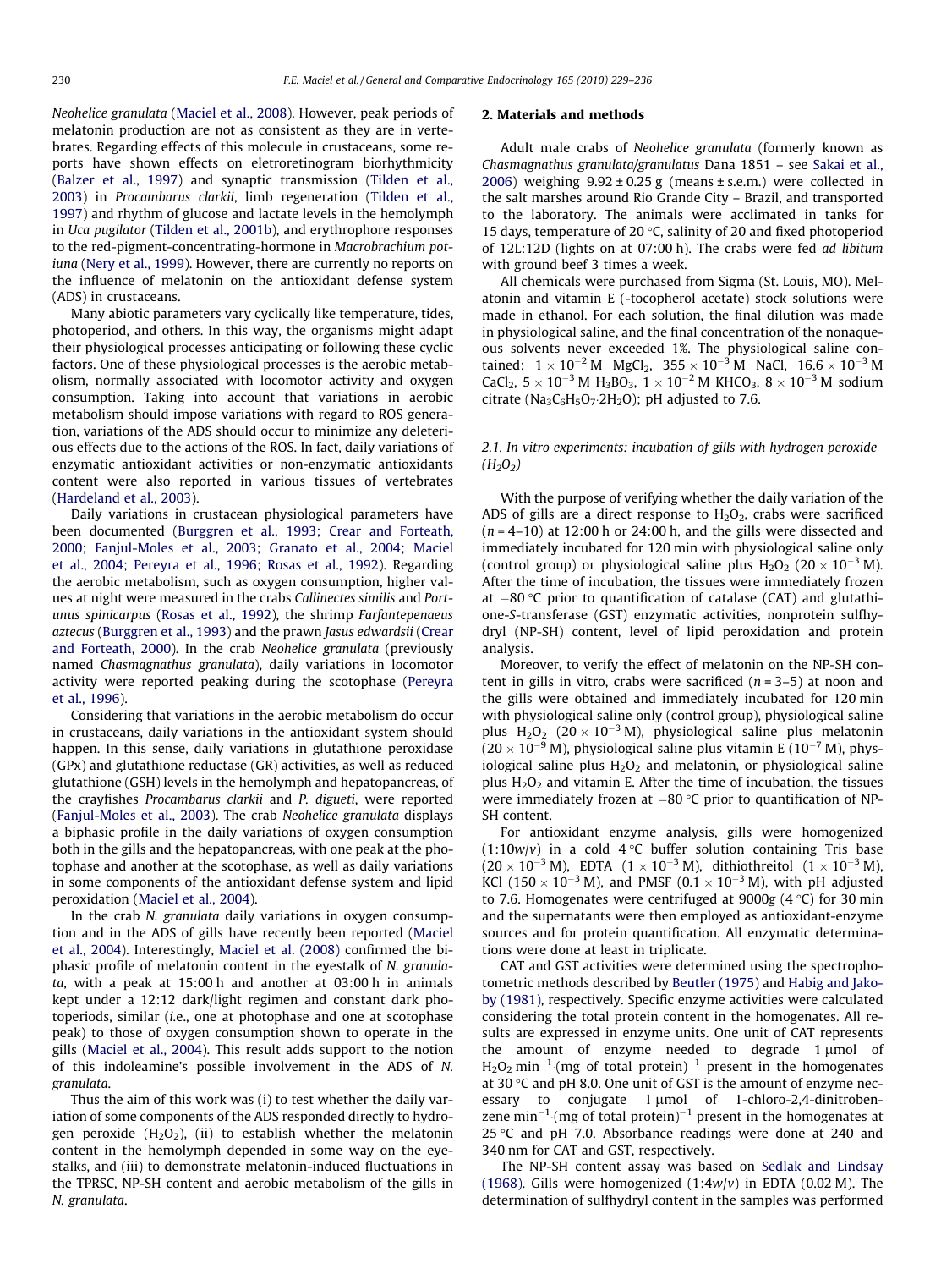*Neohelice granulata* (Maciel et al., 2008). However, peak periods of melatonin production are not as consistent as they are in vertebrates. Regarding effects of this molecule in crustaceans, some reports have shown effects on eletroretinogram biorhythmicity (Balzer et al., 1997) and synaptic transmission (Tilden et al., 2003) in *Procambarus clarkii*, limb regeneration (Tilden et al., 1997) and rhythm of glucose and lactate levels in the hemolymph in *Uca pugilator* (Tilden et al., 2001b), and erythrophore responses to the red-pigment-concentrating-hormone in *Macrobrachium potiuna* (Nery et al., 1999). However, there are currently no reports on the influence of melatonin on the antioxidant defense system (ADS) in crustaceans.

Many abiotic parameters vary cyclically like temperature, tides, photoperiod, and others. In this way, the organisms might adapt their physiological processes anticipating or following these cyclic factors. One of these physiological processes is the aerobic metabolism, normally associated with locomotor activity and oxygen consumption. Taking into account that variations in aerobic metabolism should impose variations with regard to ROS generation, variations of the ADS should occur to minimize any deleterious effects due to the actions of the ROS. In fact, daily variations of enzymatic antioxidant activities or non-enzymatic antioxidants content were also reported in various tissues of vertebrates (Hardeland et al., 2003).

Daily variations in crustacean physiological parameters have been documented (Burggren et al., 1993; Crear and Forteath, 2000; Fanjul-Moles et al., 2003; Granato et al., 2004; Maciel et al., 2004; Pereyra et al., 1996; Rosas et al., 1992). Regarding the aerobic metabolism, such as oxygen consumption, higher values at night were measured in the crabs *Callinectes similis* and *Portunus spinicarpus* (Rosas et al., 1992), the shrimp *Farfantepenaeus aztecus* (Burggren et al., 1993) and the prawn *Jasus edwardsii* (Crear and Forteath, 2000). In the crab *Neohelice granulata* (previously named *Chasmagnathus granulata*), daily variations in locomotor activity were reported peaking during the scotophase (Pereyra et al., 1996).

Considering that variations in the aerobic metabolism do occur in crustaceans, daily variations in the antioxidant system should happen. In this sense, daily variations in glutathione peroxidase (GPx) and glutathione reductase (GR) activities, as well as reduced glutathione (GSH) levels in the hemolymph and hepatopancreas, of the crayfishes *Procambarus clarkii* and *P. digueti*, were reported (Fanjul-Moles et al., 2003). The crab *Neohelice granulata* displays a biphasic profile in the daily variations of oxygen consumption both in the gills and the hepatopancreas, with one peak at the photophase and another at the scotophase, as well as daily variations in some components of the antioxidant defense system and lipid peroxidation (Maciel et al., 2004).

In the crab *N. granulata* daily variations in oxygen consumption and in the ADS of gills have recently been reported (Maciel et al., 2004). Interestingly, Maciel et al. (2008) confirmed the biphasic profile of melatonin content in the eyestalk of *N. granulata*, with a peak at 15:00 h and another at 03:00 h in animals kept under a 12:12 dark/light regimen and constant dark photoperiods, similar (*i.e.*, one at photophase and one at scotophase peak) to those of oxygen consumption shown to operate in the gills (Maciel et al., 2004). This result adds support to the notion of this indoleamine's possible involvement in the ADS of *N. granulata*.

Thus the aim of this work was (i) to test whether the daily variation of some components of the ADS responded directly to hydrogen peroxide ($H_2O_2$), (ii) to establish whether the melatonin content in the hemolymph depended in some way on the eyestalks, and (iii) to demonstrate melatonin-induced fluctuations in the TPRSC, NP-SH content and aerobic metabolism of the gills in *N. granulata*.

## 2. Materials and methods

Adult male crabs of *Neohelice granulata* (formerly known as *Chasmagnathus granulata/granulatus* Dana 1851 – see Sakai et al., 2006) weighing $9.92 \pm 0.25$ g (means ± s.e.m.) were collected in the salt marshes around Rio Grande City – Brazil, and transported to the laboratory. The animals were acclimated in tanks for 15 days, temperature of 20 °C, salinity of 20 and fixed photoperiod of 12L:12D (lights on at 07:00 h). The crabs were fed *ad libitum* with ground beef 3 times a week.

All chemicals were purchased from Sigma (St. Louis, MO). Melatonin and vitamin E (-tocopherol acetate) stock solutions were made in ethanol. For each solution, the final dilution was made in physiological saline, and the final concentration of the nonaqueous solvents never exceeded 1%. The physiological saline contained: $1 \times 10^{-2}$ M $MgCl_2$, $355 \times 10^{-3}$ M NaCl, $16.6 \times 10^{-3}$ M $CaCl_2$, $5 \times 10^{-3}$ M $H_3BO_3$, $1 \times 10^{-2}$ M $KHCO_3$, $8 \times 10^{-3}$ M sodium citrate ($Na_3C_6H_5O_7{\cdot}2H_2O$); pH adjusted to 7.6.

### 2.1. In vitro experiments: incubation of gills with hydrogen peroxide ($H_2O_2$)

With the purpose of verifying whether the daily variation of the ADS of gills are a direct response to $H_2O_2$, crabs were sacrificed ($n = 4$–$10$) at 12:00 h or 24:00 h, and the gills were dissected and immediately incubated for 120 min with physiological saline only (control group) or physiological saline plus $H_2O_2$ ($20 \times 10^{-3}$ M). After the time of incubation, the tissues were immediately frozen at −80 °C prior to quantification of catalase (CAT) and glutathione-*S*-transferase (GST) enzymatic activities, nonprotein sulfhydryl (NP-SH) content, level of lipid peroxidation and protein analysis.

Moreover, to verify the effect of melatonin on the NP-SH content in gills in vitro, crabs were sacrificed ($n = 3$–$5$) at noon and the gills were obtained and immediately incubated for 120 min with physiological saline only (control group), physiological saline plus $H_2O_2$ ($20 \times 10^{-3}$ M), physiological saline plus melatonin ($20 \times 10^{-9}$ M), physiological saline plus vitamin E ($10^{-7}$ M), physiological saline plus $H_2O_2$ and melatonin, or physiological saline plus $H_2O_2$ and vitamin E. After the time of incubation, the tissues were immediately frozen at −80 °C prior to quantification of NP-SH content.

For antioxidant enzyme analysis, gills were homogenized (1:10*w*/*v*) in a cold 4 °C buffer solution containing Tris base ($20 \times 10^{-3}$ M), EDTA ($1 \times 10^{-3}$ M), dithiothreitol ($1 \times 10^{-3}$ M), KCl ($150 \times 10^{-3}$ M), and PMSF ($0.1 \times 10^{-3}$ M), with pH adjusted to 7.6. Homogenates were centrifuged at 9000*g* (4 °C) for 30 min and the supernatants were then employed as antioxidant-enzyme sources and for protein quantification. All enzymatic determinations were done at least in triplicate.

CAT and GST activities were determined using the spectrophotometric methods described by Beutler (1975) and Habig and Jakoby (1981), respectively. Specific enzyme activities were calculated considering the total protein content in the homogenates. All results are expressed in enzyme units. One unit of CAT represents the amount of enzyme needed to degrade 1 μmol of $H_2O_2$ $\text{min}^{-1}{\cdot}(\text{mg of total protein})^{-1}$ present in the homogenates at 30 °C and pH 8.0. One unit of GST is the amount of enzyme necessary to conjugate 1 μmol of 1-chloro-2,4-dinitrobenzene$\cdot\text{min}^{-1}{\cdot}(\text{mg of total protein})^{-1}$ present in the homogenates at 25 °C and pH 7.0. Absorbance readings were done at 240 and 340 nm for CAT and GST, respectively.

The NP-SH content assay was based on Sedlak and Lindsay (1968). Gills were homogenized (1:4*w*/*v*) in EDTA (0.02 M). The determination of sulfhydryl content in the samples was performed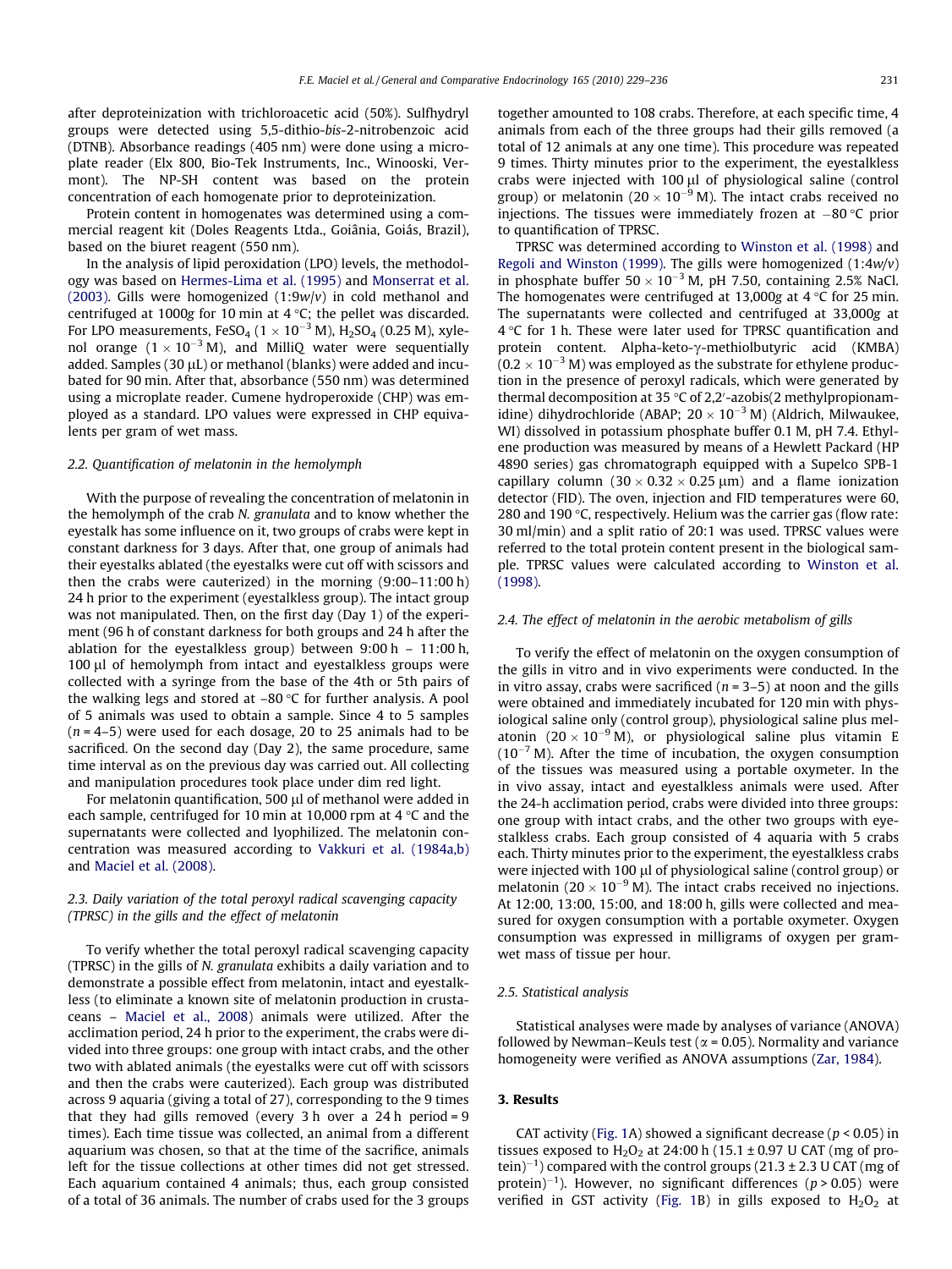after deproteinization with trichloroacetic acid (50%). Sulfhydryl groups were detected using 5,5-dithio-*bis*-2-nitrobenzoic acid (DTNB). Absorbance readings (405 nm) were done using a microplate reader (Elx 800, Bio-Tek Instruments, Inc., Winooski, Vermont). The NP-SH content was based on the protein concentration of each homogenate prior to deproteinization.

Protein content in homogenates was determined using a commercial reagent kit (Doles Reagents Ltda., Goiânia, Goiás, Brazil), based on the biuret reagent (550 nm).

In the analysis of lipid peroxidation (LPO) levels, the methodology was based on Hermes-Lima et al. (1995) and Monserrat et al. (2003). Gills were homogenized (1:9*w*/*v*) in cold methanol and centrifuged at 1000*g* for 10 min at 4 °C; the pellet was discarded. For LPO measurements, $FeSO_4$ ($1 \times 10^{-3}$ M), $H_2SO_4$ (0.25 M), xylenol orange ($1 \times 10^{-3}$ M), and MilliQ water were sequentially added. Samples (30 μL) or methanol (blanks) were added and incubated for 90 min. After that, absorbance (550 nm) was determined using a microplate reader. Cumene hydroperoxide (CHP) was employed as a standard. LPO values were expressed in CHP equivalents per gram of wet mass.

### 2.2. Quantification of melatonin in the hemolymph

With the purpose of revealing the concentration of melatonin in the hemolymph of the crab *N. granulata* and to know whether the eyestalk has some influence on it, two groups of crabs were kept in constant darkness for 3 days. After that, one group of animals had their eyestalks ablated (the eyestalks were cut off with scissors and then the crabs were cauterized) in the morning (9:00–11:00 h) 24 h prior to the experiment (eyestalkless group). The intact group was not manipulated. Then, on the first day (Day 1) of the experiment (96 h of constant darkness for both groups and 24 h after the ablation for the eyestalkless group) between 9:00 h – 11:00 h, 100 μl of hemolymph from intact and eyestalkless groups were collected with a syringe from the base of the 4th or 5th pairs of the walking legs and stored at −80 °C for further analysis. A pool of 5 animals was used to obtain a sample. Since 4 to 5 samples ($n = 4–5$) were used for each dosage, 20 to 25 animals had to be sacrificed. On the second day (Day 2), the same procedure, same time interval as on the previous day was carried out. All collecting and manipulation procedures took place under dim red light.

For melatonin quantification, 500 μl of methanol were added in each sample, centrifuged for 10 min at 10,000 rpm at 4 °C and the supernatants were collected and lyophilized. The melatonin concentration was measured according to Vakkuri et al. (1984a,b) and Maciel et al. (2008).

### 2.3. Daily variation of the total peroxyl radical scavenging capacity (TPRSC) in the gills and the effect of melatonin

To verify whether the total peroxyl radical scavenging capacity (TPRSC) in the gills of *N. granulata* exhibits a daily variation and to demonstrate a possible effect from melatonin, intact and eyestalkless (to eliminate a known site of melatonin production in crustaceans – Maciel et al., 2008) animals were utilized. After the acclimation period, 24 h prior to the experiment, the crabs were divided into three groups: one group with intact crabs, and the other two with ablated animals (the eyestalks were cut off with scissors and then the crabs were cauterized). Each group was distributed across 9 aquaria (giving a total of 27), corresponding to the 9 times that they had gills removed (every 3 h over a 24 h period = 9 times). Each time tissue was collected, an animal from a different aquarium was chosen, so that at the time of the sacrifice, animals left for the tissue collections at other times did not get stressed. Each aquarium contained 4 animals; thus, each group consisted of a total of 36 animals. The number of crabs used for the 3 groups together amounted to 108 crabs. Therefore, at each specific time, 4 animals from each of the three groups had their gills removed (a total of 12 animals at any one time). This procedure was repeated 9 times. Thirty minutes prior to the experiment, the eyestalkless crabs were injected with 100 μl of physiological saline (control group) or melatonin ($20 \times 10^{-9}$ M). The intact crabs received no injections. The tissues were immediately frozen at −80 °C prior to quantification of TPRSC.

TPRSC was determined according to Winston et al. (1998) and Regoli and Winston (1999). The gills were homogenized (1:4*w*/*v*) in phosphate buffer $50 \times 10^{-3}$ M, pH 7.50, containing 2.5% NaCl. The homogenates were centrifuged at 13,000*g* at 4 °C for 25 min. The supernatants were collected and centrifuged at 33,000*g* at 4 °C for 1 h. These were later used for TPRSC quantification and protein content. Alpha-keto-γ-methiolbutyric acid (KMBA) ($0.2 \times 10^{-3}$ M) was employed as the substrate for ethylene production in the presence of peroxyl radicals, which were generated by thermal decomposition at 35 °C of 2,2′-azobis(2 methylpropionamidine) dihydrochloride (ABAP; $20 \times 10^{-3}$ M) (Aldrich, Milwaukee, WI) dissolved in potassium phosphate buffer 0.1 M, pH 7.4. Ethylene production was measured by means of a Hewlett Packard (HP 4890 series) gas chromatograph equipped with a Supelco SPB-1 capillary column (30 × 0.32 × 0.25 μm) and a flame ionization detector (FID). The oven, injection and FID temperatures were 60, 280 and 190 °C, respectively. Helium was the carrier gas (flow rate: 30 ml/min) and a split ratio of 20:1 was used. TPRSC values were referred to the total protein content present in the biological sample. TPRSC values were calculated according to Winston et al. (1998).

### 2.4. The effect of melatonin in the aerobic metabolism of gills

To verify the effect of melatonin on the oxygen consumption of the gills in vitro and in vivo experiments were conducted. In the in vitro assay, crabs were sacrificed ($n = 3–5$) at noon and the gills were obtained and immediately incubated for 120 min with physiological saline only (control group), physiological saline plus melatonin ($20 \times 10^{-9}$ M), or physiological saline plus vitamin E ($10^{-7}$ M). After the time of incubation, the oxygen consumption of the tissues was measured using a portable oxymeter. In the in vivo assay, intact and eyestalkless animals were used. After the 24-h acclimation period, crabs were divided into three groups: one group with intact crabs, and the other two groups with eyestalkless crabs. Each group consisted of 4 aquaria with 5 crabs each. Thirty minutes prior to the experiment, the eyestalkless crabs were injected with 100 μl of physiological saline (control group) or melatonin ($20 \times 10^{-9}$ M). The intact crabs received no injections. At 12:00, 13:00, 15:00, and 18:00 h, gills were collected and measured for oxygen consumption with a portable oxymeter. Oxygen consumption was expressed in milligrams of oxygen per gram-wet mass of tissue per hour.

### 2.5. Statistical analysis

Statistical analyses were made by analyses of variance (ANOVA) followed by Newman–Keuls test ($\alpha = 0.05$). Normality and variance homogeneity were verified as ANOVA assumptions (Zar, 1984).

## 3. Results

CAT activity (Fig. 1A) showed a significant decrease ($p < 0.05$) in tissues exposed to $H_2O_2$ at 24:00 h (15.1 ± 0.97 U CAT (mg of protein)$^{-1}$) compared with the control groups (21.3 ± 2.3 U CAT (mg of protein)$^{-1}$). However, no significant differences ($p > 0.05$) were verified in GST activity (Fig. 1B) in gills exposed to $H_2O_2$ at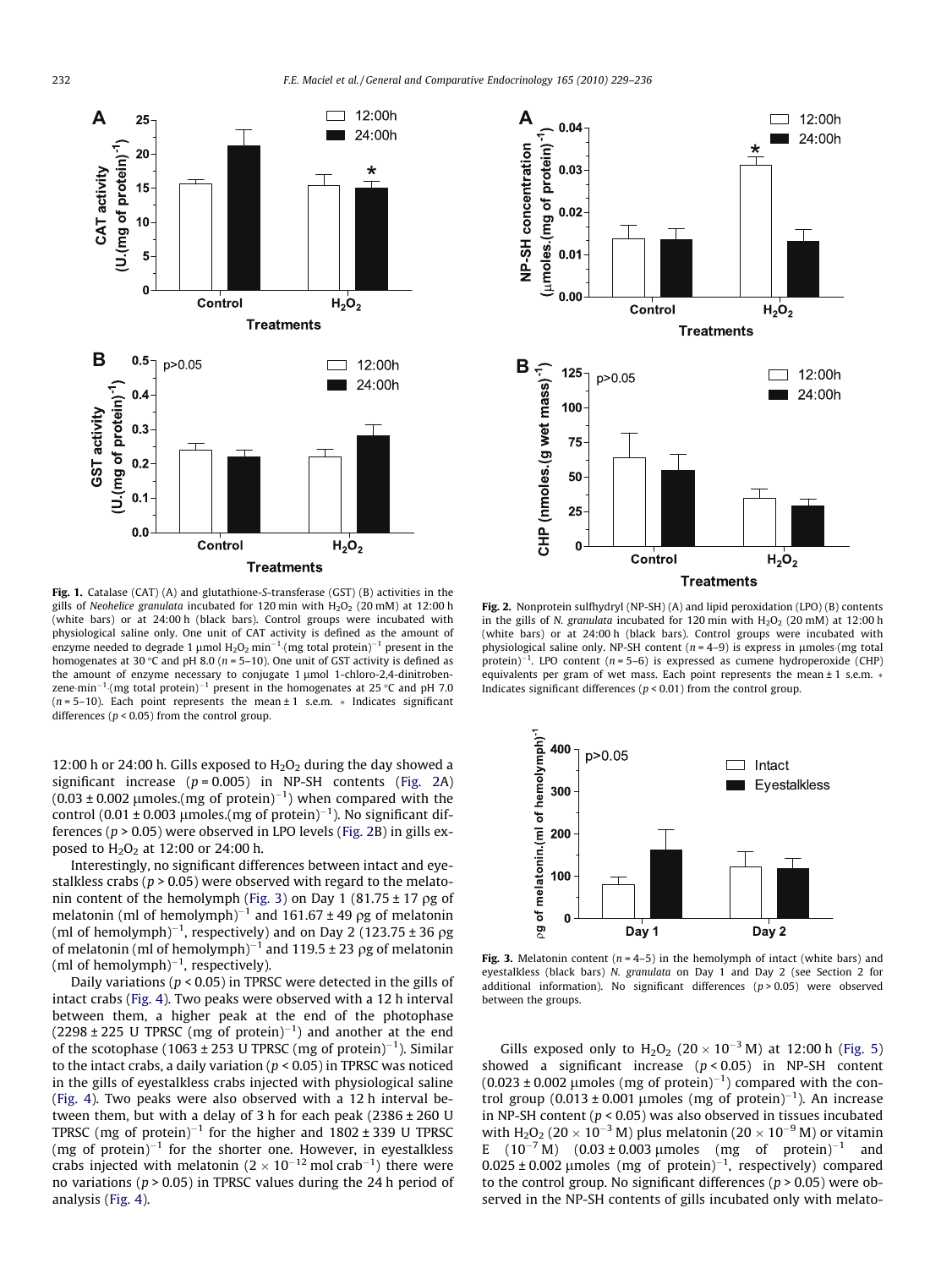Fig. 1. Catalase (CAT) (A) and glutathione-S-transferase (GST) (B) activities in the gills of *Neohelice granulata* incubated for 120 min with $H_2O_2$ (20 mM) at 12:00 h (white bars) or at 24:00 h (black bars). Control groups were incubated with physiological saline only. One unit of CAT activity is defined as the amount of enzyme needed to degrade 1 μmol $H_2O_2$ $min^{-1}$·(mg total protein)$^{-1}$ present in the homogenates at 30 °C and pH 8.0 ($n$ = 5–10). One unit of GST activity is defined as the amount of enzyme necessary to conjugate 1 μmol 1-chloro-2,4-dinitrobenzene·$min^{-1}$·(mg total protein)$^{-1}$ present in the homogenates at 25 °C and pH 7.0 ($n$ = 5–10). Each point represents the mean ± 1 s.e.m. * Indicates significant differences ($p < 0.05$) from the control group.

Fig. 2. Nonprotein sulfhydryl (NP-SH) (A) and lipid peroxidation (LPO) (B) contents in the gills of *N. granulata* incubated for 120 min with $H_2O_2$ (20 mM) at 12:00 h (white bars) or at 24:00 h (black bars). Control groups were incubated with physiological saline only. NP-SH content ($n$ = 4–9) is express in μmoles·(mg total protein)$^{-1}$. LPO content ($n$ = 5–6) is expressed as cumene hydroperoxide (CHP) equivalents per gram of wet mass. Each point represents the mean ± 1 s.e.m. * Indicates significant differences ($p < 0.01$) from the control group.

12:00 h or 24:00 h. Gills exposed to $H_2O_2$ during the day showed a significant increase ($p = 0.005$) in NP-SH contents (Fig. 2A) (0.03 ± 0.002 μmoles.(mg of protein)$^{-1}$) when compared with the control (0.01 ± 0.003 μmoles.(mg of protein)$^{-1}$). No significant differences ($p > 0.05$) were observed in LPO levels (Fig. 2B) in gills exposed to $H_2O_2$ at 12:00 or 24:00 h.

Interestingly, no significant differences between intact and eyestalkless crabs ($p > 0.05$) were observed with regard to the melatonin content of the hemolymph (Fig. 3) on Day 1 (81.75 ± 17 ρg of melatonin (ml of hemolymph)$^{-1}$ and 161.67 ± 49 ρg of melatonin (ml of hemolymph)$^{-1}$, respectively) and on Day 2 (123.75 ± 36 ρg of melatonin (ml of hemolymph)$^{-1}$ and 119.5 ± 23 ρg of melatonin (ml of hemolymph)$^{-1}$, respectively).

Daily variations ($p < 0.05$) in TPRSC were detected in the gills of intact crabs (Fig. 4). Two peaks were observed with a 12 h interval between them, a higher peak at the end of the photophase (2298 ± 225 U TPRSC (mg of protein)$^{-1}$) and another at the end of the scotophase (1063 ± 253 U TPRSC (mg of protein)$^{-1}$). Similar to the intact crabs, a daily variation ($p < 0.05$) in TPRSC was noticed in the gills of eyestalkless crabs injected with physiological saline (Fig. 4). Two peaks were also observed with a 12 h interval between them, but with a delay of 3 h for each peak (2386 ± 260 U TPRSC (mg of protein)$^{-1}$ for the higher and 1802 ± 339 U TPRSC (mg of protein)$^{-1}$ for the shorter one. However, in eyestalkless crabs injected with melatonin ($2 \times 10^{-12}$ mol crab$^{-1}$) there were no variations ($p > 0.05$) in TPRSC values during the 24 h period of analysis (Fig. 4).

Fig. 3. Melatonin content ($n$ = 4–5) in the hemolymph of intact (white bars) and eyestalkless (black bars) *N. granulata* on Day 1 and Day 2 (see Section 2 for additional information). No significant differences ($p > 0.05$) were observed between the groups.

Gills exposed only to $H_2O_2$ ($20 \times 10^{-3}$ M) at 12:00 h (Fig. 5) showed a significant increase ($p < 0.05$) in NP-SH content (0.023 ± 0.002 μmoles (mg of protein)$^{-1}$) compared with the control group (0.013 ± 0.001 μmoles (mg of protein)$^{-1}$). An increase in NP-SH content ($p < 0.05$) was also observed in tissues incubated with $H_2O_2$ ($20 \times 10^{-3}$ M) plus melatonin ($20 \times 10^{-9}$ M) or vitamin E ($10^{-7}$ M) (0.03 ± 0.003 μmoles (mg of protein)$^{-1}$ and 0.025 ± 0.002 μmoles (mg of protein)$^{-1}$, respectively) compared to the control group. No significant differences ($p > 0.05$) were observed in the NP-SH contents of gills incubated only with melato-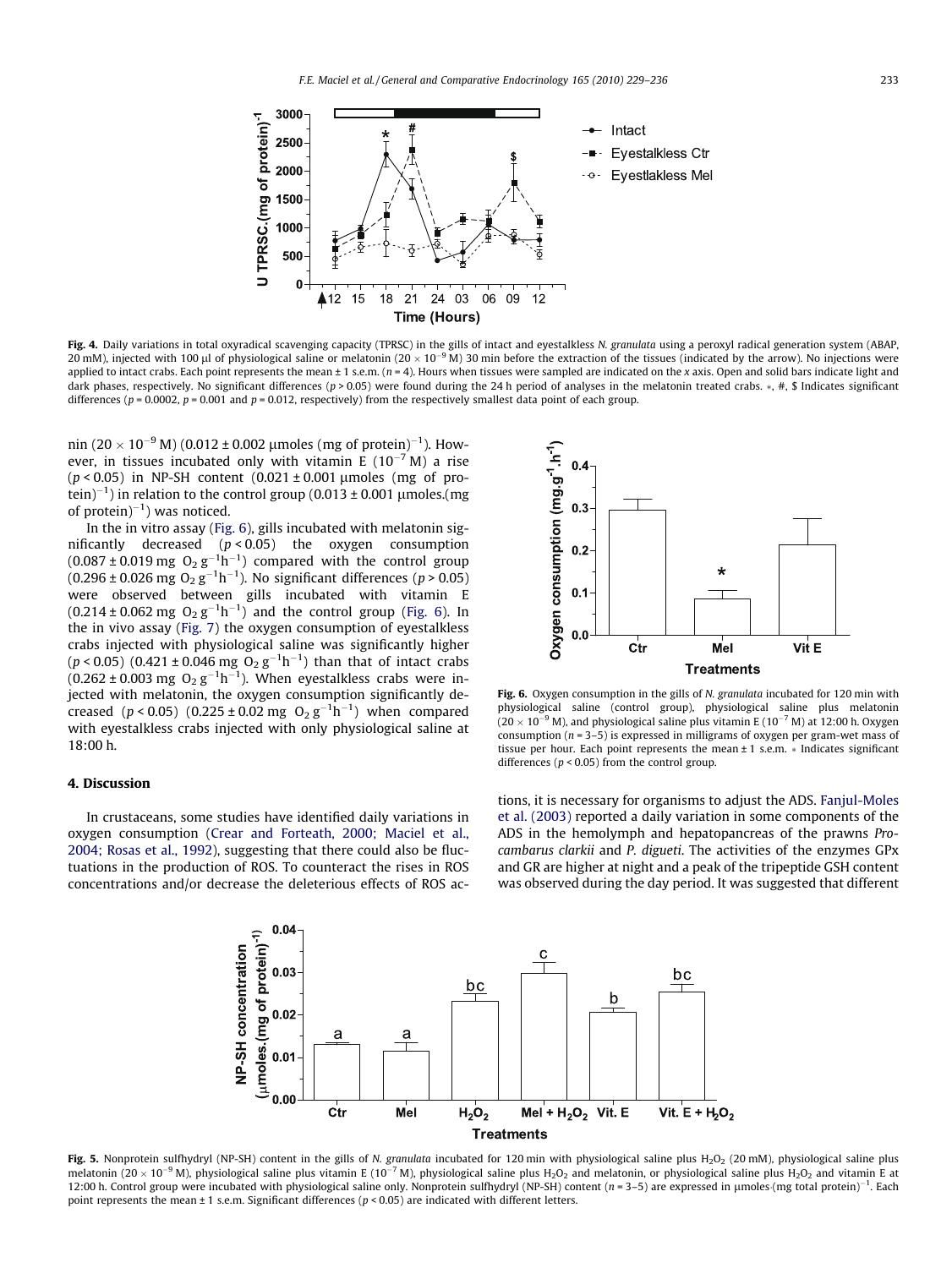Fig. 4. Daily variations in total oxyradical scavenging capacity (TPRSC) in the gills of intact and eyestalkless *N. granulata* using a peroxyl radical generation system (ABAP, 20 mM), injected with 100 μl of physiological saline or melatonin ($20 \times 10^{-9}$ M) 30 min before the extraction of the tissues (indicated by the arrow). No injections were applied to intact crabs. Each point represents the mean ± 1 s.e.m. ($n = 4$). Hours when tissues were sampled are indicated on the *x* axis. Open and solid bars indicate light and dark phases, respectively. No significant differences ($p > 0.05$) were found during the 24 h period of analyses in the melatonin treated crabs. *, #, $ Indicates significant differences ($p = 0.0002$, $p = 0.001$ and $p = 0.012$, respectively) from the respectively smallest data point of each group.

nin ($20 \times 10^{-9}$ M) (0.012 ± 0.002 μmoles (mg of protein)$^{-1}$). However, in tissues incubated only with vitamin E ($10^{-7}$ M) a rise ($p < 0.05$) in NP-SH content (0.021 ± 0.001 μmoles (mg of protein)$^{-1}$) in relation to the control group (0.013 ± 0.001 μmoles.(mg of protein)$^{-1}$) was noticed.

In the in vitro assay (Fig. 6), gills incubated with melatonin significantly decreased ($p < 0.05$) the oxygen consumption (0.087 ± 0.019 mg $O_2\,g^{-1}h^{-1}$) compared with the control group (0.296 ± 0.026 mg $O_2\,g^{-1}h^{-1}$). No significant differences ($p > 0.05$) were observed between gills incubated with vitamin E (0.214 ± 0.062 mg $O_2\,g^{-1}h^{-1}$) and the control group (Fig. 6). In the in vivo assay (Fig. 7) the oxygen consumption of eyestalkless crabs injected with physiological saline was significantly higher ($p < 0.05$) (0.421 ± 0.046 mg $O_2\,g^{-1}h^{-1}$) than that of intact crabs (0.262 ± 0.003 mg $O_2\,g^{-1}h^{-1}$). When eyestalkless crabs were injected with melatonin, the oxygen consumption significantly decreased ($p < 0.05$) (0.225 ± 0.02 mg $O_2\,g^{-1}h^{-1}$) when compared with eyestalkless crabs injected with only physiological saline at 18:00 h.

Fig. 6. Oxygen consumption in the gills of *N. granulata* incubated for 120 min with physiological saline (control group), physiological saline plus melatonin ($20 \times 10^{-9}$ M), and physiological saline plus vitamin E ($10^{-7}$ M) at 12:00 h. Oxygen consumption ($n = 3$–5) is expressed in milligrams of oxygen per gram-wet mass of tissue per hour. Each point represents the mean ± 1 s.e.m. * Indicates significant differences ($p < 0.05$) from the control group.

## 4. Discussion

In crustaceans, some studies have identified daily variations in oxygen consumption (Crear and Forteath, 2000; Maciel et al., 2004; Rosas et al., 1992), suggesting that there could also be fluctuations in the production of ROS. To counteract the rises in ROS concentrations and/or decrease the deleterious effects of ROS actions, it is necessary for organisms to adjust the ADS. Fanjul-Moles et al. (2003) reported a daily variation in some components of the ADS in the hemolymph and hepatopancreas of the prawns *Procambarus clarkii* and *P. digueti*. The activities of the enzymes GPx and GR are higher at night and a peak of the tripeptide GSH content was observed during the day period. It was suggested that different

Fig. 5. Nonprotein sulfhydryl (NP-SH) content in the gills of *N. granulata* incubated for 120 min with physiological saline plus $H_2O_2$ (20 mM), physiological saline plus melatonin ($20 \times 10^{-9}$ M), physiological saline plus vitamin E ($10^{-7}$ M), physiological saline plus $H_2O_2$ and melatonin, or physiological saline plus $H_2O_2$ and vitamin E at 12:00 h. Control group were incubated with physiological saline only. Nonprotein sulfhydryl (NP-SH) content ($n = 3$–5) are expressed in μmoles·(mg total protein)$^{-1}$. Each point represents the mean ± 1 s.e.m. Significant differences ($p < 0.05$) are indicated with different letters.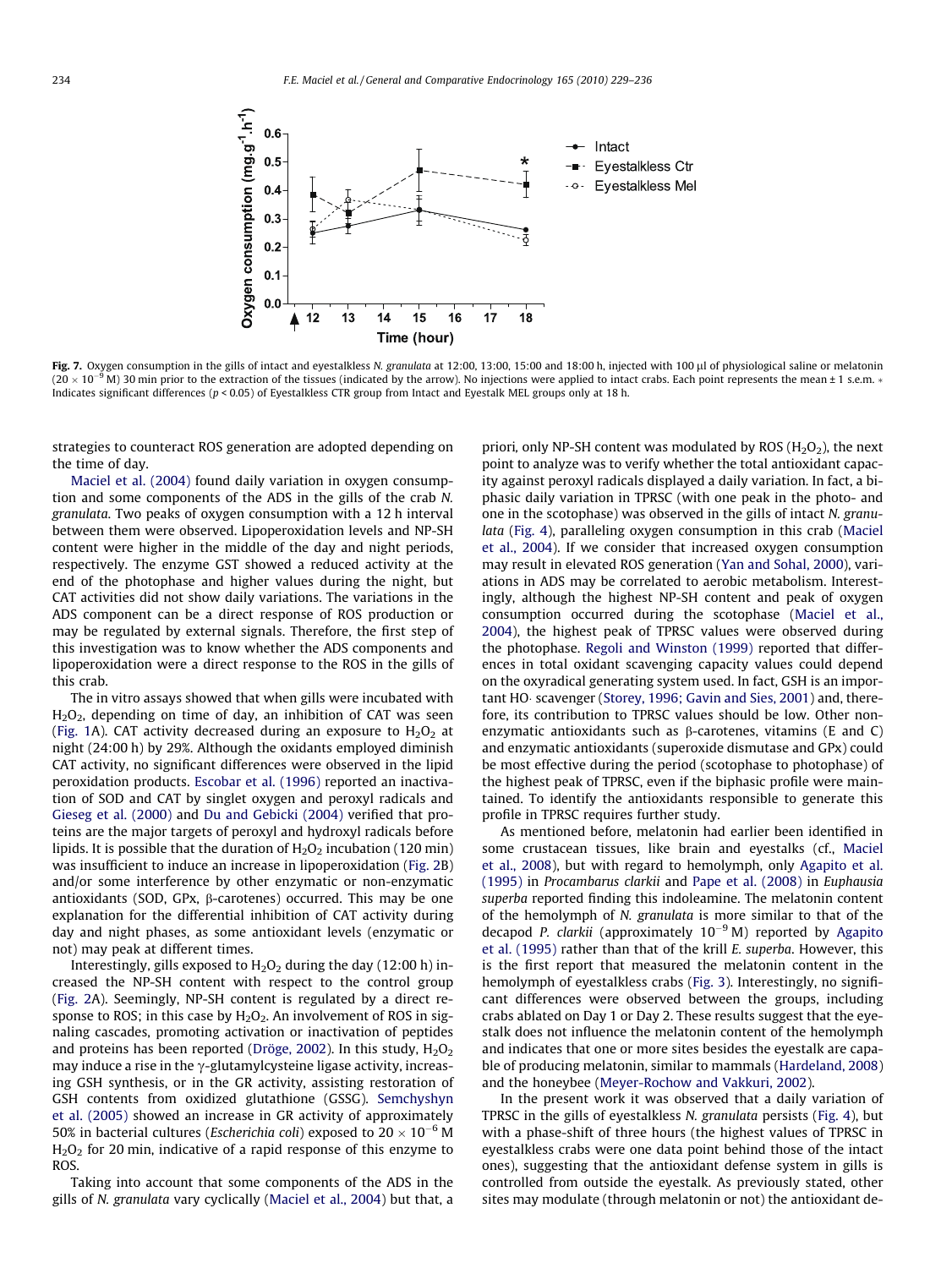**Fig. 7.** Oxygen consumption in the gills of intact and eyestalkless *N. granulata* at 12:00, 13:00, 15:00 and 18:00 h, injected with 100 μl of physiological saline or melatonin ($20 \times 10^{-9}$ M) 30 min prior to the extraction of the tissues (indicated by the arrow). No injections were applied to intact crabs. Each point represents the mean ± 1 s.e.m. * Indicates significant differences ($p < 0.05$) of Eyestalkless CTR group from Intact and Eyestalk MEL groups only at 18 h.

strategies to counteract ROS generation are adopted depending on the time of day.

Maciel et al. (2004) found daily variation in oxygen consumption and some components of the ADS in the gills of the crab *N. granulata*. Two peaks of oxygen consumption with a 12 h interval between them were observed. Lipoperoxidation levels and NP-SH content were higher in the middle of the day and night periods, respectively. The enzyme GST showed a reduced activity at the end of the photophase and higher values during the night, but CAT activities did not show daily variations. The variations in the ADS component can be a direct response of ROS production or may be regulated by external signals. Therefore, the first step of this investigation was to know whether the ADS components and lipoperoxidation were a direct response to the ROS in the gills of this crab.

The in vitro assays showed that when gills were incubated with $H_2O_2$, depending on time of day, an inhibition of CAT was seen (Fig. 1A). CAT activity decreased during an exposure to $H_2O_2$ at night (24:00 h) by 29%. Although the oxidants employed diminish CAT activity, no significant differences were observed in the lipid peroxidation products. Escobar et al. (1996) reported an inactivation of SOD and CAT by singlet oxygen and peroxyl radicals and Gieseg et al. (2000) and Du and Gebicki (2004) verified that proteins are the major targets of peroxyl and hydroxyl radicals before lipids. It is possible that the duration of $H_2O_2$ incubation (120 min) was insufficient to induce an increase in lipoperoxidation (Fig. 2B) and/or some interference by other enzymatic or non-enzymatic antioxidants (SOD, GPx, β-carotenes) occurred. This may be one explanation for the differential inhibition of CAT activity during day and night phases, as some antioxidant levels (enzymatic or not) may peak at different times.

Interestingly, gills exposed to $H_2O_2$ during the day (12:00 h) increased the NP-SH content with respect to the control group (Fig. 2A). Seemingly, NP-SH content is regulated by a direct response to ROS; in this case by $H_2O_2$. An involvement of ROS in signaling cascades, promoting activation or inactivation of peptides and proteins has been reported (Dröge, 2002). In this study, $H_2O_2$ may induce a rise in the γ-glutamylcysteine ligase activity, increasing GSH synthesis, or in the GR activity, assisting restoration of GSH contents from oxidized glutathione (GSSG). Semchyshyn et al. (2005) showed an increase in GR activity of approximately 50% in bacterial cultures (*Escherichia coli*) exposed to $20 \times 10^{-6}$ M $H_2O_2$ for 20 min, indicative of a rapid response of this enzyme to ROS.

Taking into account that some components of the ADS in the gills of *N. granulata* vary cyclically (Maciel et al., 2004) but that, a priori, only NP-SH content was modulated by ROS ($H_2O_2$), the next point to analyze was to verify whether the total antioxidant capacity against peroxyl radicals displayed a daily variation. In fact, a biphasic daily variation in TPRSC (with one peak in the photo- and one in the scotophase) was observed in the gills of intact *N. granulata* (Fig. 4), paralleling oxygen consumption in this crab (Maciel et al., 2004). If we consider that increased oxygen consumption may result in elevated ROS generation (Yan and Sohal, 2000), variations in ADS may be correlated to aerobic metabolism. Interestingly, although the highest NP-SH content and peak of oxygen consumption occurred during the scotophase (Maciel et al., 2004), the highest peak of TPRSC values were observed during the photophase. Regoli and Winston (1999) reported that differences in total oxidant scavenging capacity values could depend on the oxyradical generating system used. In fact, GSH is an important HO· scavenger (Storey, 1996; Gavin and Sies, 2001) and, therefore, its contribution to TPRSC values should be low. Other non-enzymatic antioxidants such as β-carotenes, vitamins (E and C) and enzymatic antioxidants (superoxide dismutase and GPx) could be most effective during the period (scotophase to photophase) of the highest peak of TPRSC, even if the biphasic profile were maintained. To identify the antioxidants responsible to generate this profile in TPRSC requires further study.

As mentioned before, melatonin had earlier been identified in some crustacean tissues, like brain and eyestalks (cf., Maciel et al., 2008), but with regard to hemolymph, only Agapito et al. (1995) in *Procambarus clarkii* and Pape et al. (2008) in *Euphausia superba* reported finding this indoleamine. The melatonin content of the hemolymph of *N. granulata* is more similar to that of the decapod *P. clarkii* (approximately $10^{-9}$ M) reported by Agapito et al. (1995) rather than that of the krill *E. superba*. However, this is the first report that measured the melatonin content in the hemolymph of eyestalkless crabs (Fig. 3). Interestingly, no significant differences were observed between the groups, including crabs ablated on Day 1 or Day 2. These results suggest that the eyestalk does not influence the melatonin content of the hemolymph and indicates that one or more sites besides the eyestalk are capable of producing melatonin, similar to mammals (Hardeland, 2008) and the honeybee (Meyer-Rochow and Vakkuri, 2002).

In the present work it was observed that a daily variation of TPRSC in the gills of eyestalkless *N. granulata* persists (Fig. 4), but with a phase-shift of three hours (the highest values of TPRSC in eyestalkless crabs were one data point behind those of the intact ones), suggesting that the antioxidant defense system in gills is controlled from outside the eyestalk. As previously stated, other sites may modulate (through melatonin or not) the antioxidant de-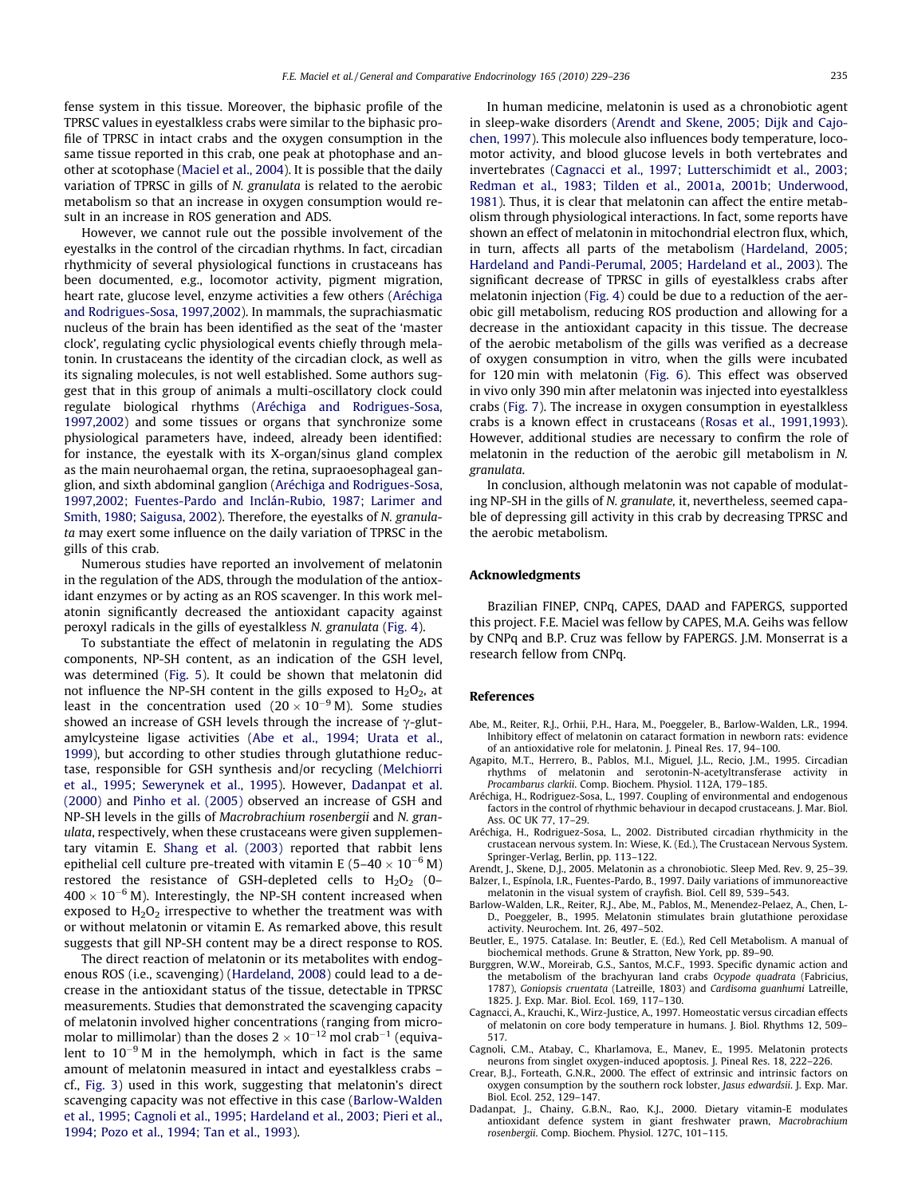fense system in this tissue. Moreover, the biphasic profile of the TPRSC values in eyestalkless crabs were similar to the biphasic profile of TPRSC in intact crabs and the oxygen consumption in the same tissue reported in this crab, one peak at photophase and another at scotophase (Maciel et al., 2004). It is possible that the daily variation of TPRSC in gills of *N. granulata* is related to the aerobic metabolism so that an increase in oxygen consumption would result in an increase in ROS generation and ADS.

However, we cannot rule out the possible involvement of the eyestalks in the control of the circadian rhythms. In fact, circadian rhythmicity of several physiological functions in crustaceans has been documented, e.g., locomotor activity, pigment migration, heart rate, glucose level, enzyme activities a few others (Aréchiga and Rodrigues-Sosa, 1997,2002). In mammals, the suprachiasmatic nucleus of the brain has been identified as the seat of the 'master clock', regulating cyclic physiological events chiefly through melatonin. In crustaceans the identity of the circadian clock, as well as its signaling molecules, is not well established. Some authors suggest that in this group of animals a multi-oscillatory clock could regulate biological rhythms (Aréchiga and Rodrigues-Sosa, 1997,2002) and some tissues or organs that synchronize some physiological parameters have, indeed, already been identified: for instance, the eyestalk with its X-organ/sinus gland complex as the main neurohaemal organ, the retina, supraoesophageal ganglion, and sixth abdominal ganglion (Aréchiga and Rodrigues-Sosa, 1997,2002; Fuentes-Pardo and Inclán-Rubio, 1987; Larimer and Smith, 1980; Saigusa, 2002). Therefore, the eyestalks of *N. granulata* may exert some influence on the daily variation of TPRSC in the gills of this crab.

Numerous studies have reported an involvement of melatonin in the regulation of the ADS, through the modulation of the antioxidant enzymes or by acting as an ROS scavenger. In this work melatonin significantly decreased the antioxidant capacity against peroxyl radicals in the gills of eyestalkless *N. granulata* (Fig. 4).

To substantiate the effect of melatonin in regulating the ADS components, NP-SH content, as an indication of the GSH level, was determined (Fig. 5). It could be shown that melatonin did not influence the NP-SH content in the gills exposed to $H_2O_2$, at least in the concentration used ($20 \times 10^{-9}$ M). Some studies showed an increase of GSH levels through the increase of $\gamma$-glutamylcysteine ligase activities (Abe et al., 1994; Urata et al., 1999), but according to other studies through glutathione reductase, responsible for GSH synthesis and/or recycling (Melchiorri et al., 1995; Sewerynek et al., 1995). However, Dadanpat et al. (2000) and Pinho et al. (2005) observed an increase of GSH and NP-SH levels in the gills of *Macrobrachium rosenbergii* and *N. granulata*, respectively, when these crustaceans were given supplementary vitamin E. Shang et al. (2003) reported that rabbit lens epithelial cell culture pre-treated with vitamin E ($5–40 \times 10^{-6}$ M) restored the resistance of GSH-depleted cells to $H_2O_2$ ($0–400 \times 10^{-6}$ M). Interestingly, the NP-SH content increased when exposed to $H_2O_2$ irrespective to whether the treatment was with or without melatonin or vitamin E. As remarked above, this result suggests that gill NP-SH content may be a direct response to ROS.

The direct reaction of melatonin or its metabolites with endogenous ROS (i.e., scavenging) (Hardeland, 2008) could lead to a decrease in the antioxidant status of the tissue, detectable in TPRSC measurements. Studies that demonstrated the scavenging capacity of melatonin involved higher concentrations (ranging from micromolar to millimolar) than the doses $2 \times 10^{-12}$ mol crab$^{-1}$ (equivalent to $10^{-9}$ M in the hemolymph, which in fact is the same amount of melatonin measured in intact and eyestalkless crabs – cf., Fig. 3) used in this work, suggesting that melatonin's direct scavenging capacity was not effective in this case (Barlow-Walden et al., 1995; Cagnoli et al., 1995; Hardeland et al., 2003; Pieri et al., 1994; Pozo et al., 1994; Tan et al., 1993).

In human medicine, melatonin is used as a chronobiotic agent in sleep-wake disorders (Arendt and Skene, 2005; Dijk and Cajochen, 1997). This molecule also influences body temperature, locomotor activity, and blood glucose levels in both vertebrates and invertebrates (Cagnacci et al., 1997; Lutterschimidt et al., 2003; Redman et al., 1983; Tilden et al., 2001a, 2001b; Underwood, 1981). Thus, it is clear that melatonin can affect the entire metabolism through physiological interactions. In fact, some reports have shown an effect of melatonin in mitochondrial electron flux, which, in turn, affects all parts of the metabolism (Hardeland, 2005; Hardeland and Pandi-Perumal, 2005; Hardeland et al., 2003). The significant decrease of TPRSC in gills of eyestalkless crabs after melatonin injection (Fig. 4) could be due to a reduction of the aerobic gill metabolism, reducing ROS production and allowing for a decrease in the antioxidant capacity in this tissue. The decrease of the aerobic metabolism of the gills was verified as a decrease of oxygen consumption in vitro, when the gills were incubated for 120 min with melatonin (Fig. 6). This effect was observed in vivo only 390 min after melatonin was injected into eyestalkless crabs (Fig. 7). The increase in oxygen consumption in eyestalkless crabs is a known effect in crustaceans (Rosas et al., 1991,1993). However, additional studies are necessary to confirm the role of melatonin in the reduction of the aerobic gill metabolism in *N. granulata*.

In conclusion, although melatonin was not capable of modulating NP-SH in the gills of *N. granulate*, it, nevertheless, seemed capable of depressing gill activity in this crab by decreasing TPRSC and the aerobic metabolism.

## Acknowledgments

Brazilian FINEP, CNPq, CAPES, DAAD and FAPERGS, supported this project. F.E. Maciel was fellow by CAPES, M.A. Geihs was fellow by CNPq and B.P. Cruz was fellow by FAPERGS. J.M. Monserrat is a research fellow from CNPq.

## References

Abe, M., Reiter, R.J., Orhii, P.H., Hara, M., Poeggeler, B., Barlow-Walden, L.R., 1994. Inhibitory effect of melatonin on cataract formation in newborn rats: evidence of an antioxidative role for melatonin. J. Pineal Res. 17, 94–100.

Agapito, M.T., Herrero, B., Pablos, M.I., Miguel, J.L., Recio, J.M., 1995. Circadian rhythms of melatonin and serotonin-N-acetyltransferase activity in *Procambarus clarkii*. Comp. Biochem. Physiol. 112A, 179–185.

Aréchiga, H., Rodriguez-Sosa, L., 1997. Coupling of environmental and endogenous factors in the control of rhythmic behaviour in decapod crustaceans. J. Mar. Biol. Ass. OC UK 77, 17–29.

Aréchiga, H., Rodriguez-Sosa, L., 2002. Distributed circadian rhythmicity in the crustacean nervous system. In: Wiese, K. (Ed.), The Crustacean Nervous System. Springer-Verlag, Berlin, pp. 113–122.

Arendt, J., Skene, D.J., 2005. Melatonin as a chronobiotic. Sleep Med. Rev. 9, 25–39.

Balzer, I., Espínola, I.R., Fuentes-Pardo, B., 1997. Daily variations of immunoreactive melatonin in the visual system of crayfish. Biol. Cell 89, 539–543.

Barlow-Walden, L.R., Reiter, R.J., Abe, M., Pablos, M., Menendez-Pelaez, A., Chen, L-D., Poeggeler, B., 1995. Melatonin stimulates brain glutathione peroxidase activity. Neurochem. Int. 26, 497–502.

Beutler, E., 1975. Catalase. In: Beutler, E. (Ed.), Red Cell Metabolism. A manual of biochemical methods. Grune & Stratton, New York, pp. 89–90.

Burggren, W.W., Moreirab, G.S., Santos, M.C.F., 1993. Specific dynamic action and the metabolism of the brachyuran land crabs *Ocypode quadrata* (Fabricius, 1787), *Goniopsis cruentata* (Latreille, 1803) and *Cardisoma guanhumi* Latreille, 1825. J. Exp. Mar. Biol. Ecol. 169, 117–130.

Cagnacci, A., Krauchi, K., Wirz-Justice, A., 1997. Homeostatic versus circadian effects of melatonin on core body temperature in humans. J. Biol. Rhythms 12, 509–517.

Cagnoli, C.M., Atabay, C., Kharlamova, E., Manev, E., 1995. Melatonin protects neurons from singlet oxygen-induced apoptosis. J. Pineal Res. 18, 222–226.

Crear, B.J., Forteath, G.N.R., 2000. The effect of extrinsic and intrinsic factors on oxygen consumption by the southern rock lobster, *Jasus edwardsii*. J. Exp. Mar. Biol. Ecol. 252, 129–147.

Dadanpat, J., Chainy, G.B.N., Rao, K.J., 2000. Dietary vitamin-E modulates antioxidant defence system in giant freshwater prawn, *Macrobrachium rosenbergii*. Comp. Biochem. Physiol. 127C, 101–115.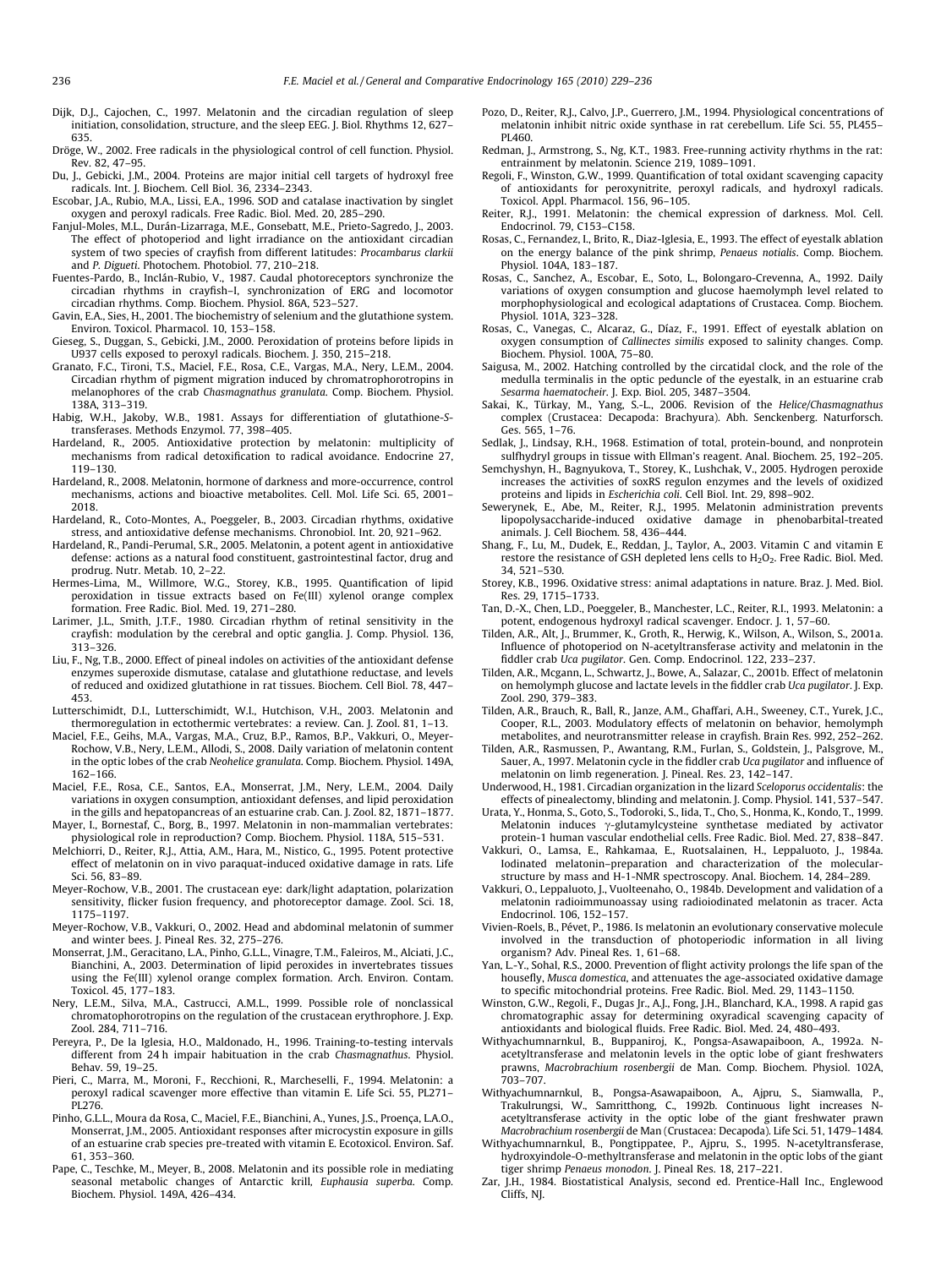Dijk, D.J., Cajochen, C., 1997. Melatonin and the circadian regulation of sleep initiation, consolidation, structure, and the sleep EEG. J. Biol. Rhythms 12, 627–635.

Dröge, W., 2002. Free radicals in the physiological control of cell function. Physiol. Rev. 82, 47–95.

Du, J., Gebicki, J.M., 2004. Proteins are major initial cell targets of hydroxyl free radicals. Int. J. Biochem. Cell Biol. 36, 2334–2343.

Escobar, J.A., Rubio, M.A., Lissi, E.A., 1996. SOD and catalase inactivation by singlet oxygen and peroxyl radicals. Free Radic. Biol. Med. 20, 285–290.

Fanjul-Moles, M.L., Durán-Lizarraga, M.E., Gonsebatt, M.E., Prieto-Sagredo, J., 2003. The effect of photoperiod and light irradiance on the antioxidant circadian system of two species of crayfish from different latitudes: *Procambarus clarkii* and *P. Digueti*. Photochem. Photobiol. 77, 210–218.

Fuentes-Pardo, B., Inclán-Rubio, V., 1987. Caudal photoreceptors synchronize the circadian rhythms in crayfish–I, synchronization of ERG and locomotor circadian rhythms. Comp. Biochem. Physiol. 86A, 523–527.

Gavin, E.A., Sies, H., 2001. The biochemistry of selenium and the glutathione system. Environ. Toxicol. Pharmacol. 10, 153–158.

Gieseg, S., Duggan, S., Gebicki, J.M., 2000. Peroxidation of proteins before lipids in U937 cells exposed to peroxyl radicals. Biochem. J. 350, 215–218.

Granato, F.C., Tironi, T.S., Maciel, F.E., Rosa, C.E., Vargas, M.A., Nery, L.E.M., 2004. Circadian rhythm of pigment migration induced by chromatrophorotropins in melanophores of the crab *Chasmagnathus granulata*. Comp. Biochem. Physiol. 138A, 313–319.

Habig, W.H., Jakoby, W.B., 1981. Assays for differentiation of glutathione-S-transferases. Methods Enzymol. 77, 398–405.

Hardeland, R., 2005. Antioxidative protection by melatonin: multiplicity of mechanisms from radical detoxification to radical avoidance. Endocrine 27, 119–130.

Hardeland, R., 2008. Melatonin, hormone of darkness and more-occurrence, control mechanisms, actions and bioactive metabolites. Cell. Mol. Life Sci. 65, 2001–2018.

Hardeland, R., Coto-Montes, A., Poeggeler, B., 2003. Circadian rhythms, oxidative stress, and antioxidative defense mechanisms. Chronobiol. Int. 20, 921–962.

Hardeland, R., Pandi-Perumal, S.R., 2005. Melatonin, a potent agent in antioxidative defense: actions as a natural food constituent, gastrointestinal factor, drug and prodrug. Nutr. Metab. 10, 2–22.

Hermes-Lima, M., Willmore, W.G., Storey, K.B., 1995. Quantification of lipid peroxidation in tissue extracts based on Fe(III) xylenol orange complex formation. Free Radic. Biol. Med. 19, 271–280.

Larimer, J.L., Smith, J.T.F., 1980. Circadian rhythm of retinal sensitivity in the crayfish: modulation by the cerebral and optic ganglia. J. Comp. Physiol. 136, 313–326.

Liu, F., Ng, T.B., 2000. Effect of pineal indoles on activities of the antioxidant defense enzymes superoxide dismutase, catalase and glutathione reductase, and levels of reduced and oxidized glutathione in rat tissues. Biochem. Cell Biol. 78, 447–453.

Lutterschimidt, D.I., Lutterschimidt, W.I., Hutchison, V.H., 2003. Melatonin and thermoregulation in ectothermic vertebrates: a review. Can. J. Zool. 81, 1–13.

Maciel, F.E., Geihs, M.A., Vargas, M.A., Cruz, B.P., Ramos, B.P., Vakkuri, O., Meyer-Rochow, V.B., Nery, L.E.M., Allodi, S., 2008. Daily variation of melatonin content in the optic lobes of the crab *Neohelice granulata*. Comp. Biochem. Physiol. 149A, 162–166.

Maciel, F.E., Rosa, C.E., Santos, E.A., Monserrat, J.M., Nery, L.E.M., 2004. Daily variations in oxygen consumption, antioxidant defenses, and lipid peroxidation in the gills and hepatopancreas of an estuarine crab. Can. J. Zool. 82, 1871–1877.

Mayer, I., Bornestaf, C., Borg, B., 1997. Melatonin in non-mammalian vertebrates: physiological role in reproduction? Comp. Biochem. Physiol. 118A, 515–531.

Melchiorri, D., Reiter, R.J., Attia, A.M., Hara, M., Nistico, G., 1995. Potent protective effect of melatonin on in vivo paraquat-induced oxidative damage in rats. Life Sci. 56, 83–89.

Meyer-Rochow, V.B., 2001. The crustacean eye: dark/light adaptation, polarization sensitivity, flicker fusion frequency, and photoreceptor damage. Zool. Sci. 18, 1175–1197.

Meyer-Rochow, V.B., Vakkuri, O., 2002. Head and abdominal melatonin of summer and winter bees. J. Pineal Res. 32, 275–276.

Monserrat, J.M., Geracitano, L.A., Pinho, G.L.L., Vinagre, T.M., Faleiros, M., Alciati, J.C., Bianchini, A., 2003. Determination of lipid peroxides in invertebrates tissues using the Fe(III) xylenol orange complex formation. Arch. Environ. Contam. Toxicol. 45, 177–183.

Nery, L.E.M., Silva, M.A., Castrucci, A.M.L., 1999. Possible role of nonclassical chromatophorotropins on the regulation of the crustacean erythrophore. J. Exp. Zool. 284, 711–716.

Pereyra, P., De la Iglesia, H.O., Maldonado, H., 1996. Training-to-testing intervals different from 24 h impair habituation in the crab *Chasmagnathus*. Physiol. Behav. 59, 19–25.

Pieri, C., Marra, M., Moroni, F., Recchioni, R., Marcheselli, F., 1994. Melatonin: a peroxyl radical scavenger more effective than vitamin E. Life Sci. 55, PL271–PL276.

Pinho, G.L.L., Moura da Rosa, C., Maciel, F.E., Bianchini, A., Yunes, J.S., Proença, L.A.O., Monserrat, J.M., 2005. Antioxidant responses after microcystin exposure in gills of an estuarine crab species pre-treated with vitamin E. Ecotoxicol. Environ. Saf. 61, 353–360.

Pape, C., Teschke, M., Meyer, B., 2008. Melatonin and its possible role in mediating seasonal metabolic changes of Antarctic krill, *Euphausia superba*. Comp. Biochem. Physiol. 149A, 426–434.

Pozo, D., Reiter, R.J., Calvo, J.P., Guerrero, J.M., 1994. Physiological concentrations of melatonin inhibit nitric oxide synthase in rat cerebellum. Life Sci. 55, PL455–PL460.

Redman, J., Armstrong, S., Ng, K.T., 1983. Free-running activity rhythms in the rat: entrainment by melatonin. Science 219, 1089–1091.

Regoli, F., Winston, G.W., 1999. Quantification of total oxidant scavenging capacity of antioxidants for peroxynitrite, peroxyl radicals, and hydroxyl radicals. Toxicol. Appl. Pharmacol. 156, 96–105.

Reiter, R.J., 1991. Melatonin: the chemical expression of darkness. Mol. Cell. Endocrinol. 79, C153–C158.

Rosas, C., Fernandez, I., Brito, R., Diaz-Iglesia, E., 1993. The effect of eyestalk ablation on the energy balance of the pink shrimp, *Penaeus notialis*. Comp. Biochem. Physiol. 104A, 183–187.

Rosas, C., Sanchez, A., Escobar, E., Soto, L., Bolongaro-Crevenna, A., 1992. Daily variations of oxygen consumption and glucose haemolymph level related to morphophysiological and ecological adaptations of Crustacea. Comp. Biochem. Physiol. 101A, 323–328.

Rosas, C., Vanegas, C., Alcaraz, G., Díaz, F., 1991. Effect of eyestalk ablation on oxygen consumption of *Callinectes similis* exposed to salinity changes. Comp. Biochem. Physiol. 100A, 75–80.

Saigusa, M., 2002. Hatching controlled by the circatidal clock, and the role of the medulla terminalis in the optic peduncle of the eyestalk, in an estuarine crab *Sesarma haematocheir*. J. Exp. Biol. 205, 3487–3504.

Sakai, K., Türkay, M., Yang, S.-L., 2006. Revision of the *Helice/Chasmagnathus* complex (Crustacea: Decapoda: Brachyura). Abh. Senckenberg. Naturforsch. Ges. 565, 1–76.

Sedlak, J., Lindsay, R.H., 1968. Estimation of total, protein-bound, and nonprotein sulfhydryl groups in tissue with Ellman's reagent. Anal. Biochem. 25, 192–205.

Semchyshyn, H., Bagnyukova, T., Storey, K., Lushchak, V., 2005. Hydrogen peroxide increases the activities of soxRS regulon enzymes and the levels of oxidized proteins and lipids in *Escherichia coli*. Cell Biol. Int. 29, 898–902.

Sewerynek, E., Abe, M., Reiter, R.J., 1995. Melatonin administration prevents lipopolysaccharide-induced oxidative damage in phenobarbital-treated animals. J. Cell Biochem. 58, 436–444.

Shang, F., Lu, M., Dudek, E., Reddan, J., Taylor, A., 2003. Vitamin C and vitamin E restore the resistance of GSH depleted lens cells to $H_2O_2$. Free Radic. Biol. Med. 34, 521–530.

Storey, K.B., 1996. Oxidative stress: animal adaptations in nature. Braz. J. Med. Biol. Res. 29, 1715–1733.

Tan, D.-X., Chen, L.D., Poeggeler, B., Manchester, L.C., Reiter, R.I., 1993. Melatonin: a potent, endogenous hydroxyl radical scavenger. Endocr. J. 1, 57–60.

Tilden, A.R., Alt, J., Brummer, K., Groth, R., Herwig, K., Wilson, A., Wilson, S., 2001a. Influence of photoperiod on N-acetyltransferase activity and melatonin in the fiddler crab *Uca pugilator*. Gen. Comp. Endocrinol. 122, 233–237.

Tilden, A.R., Mcgann, L., Schwartz, J., Bowe, A., Salazar, C., 2001b. Effect of melatonin on hemolymph glucose and lactate levels in the fiddler crab *Uca pugilator*. J. Exp. Zool. 290, 379–383.

Tilden, A.R., Brauch, R., Ball, R., Janze, A.M., Ghaffari, A.H., Sweeney, C.T., Yurek, J.C., Cooper, R.L., 2003. Modulatory effects of melatonin on behavior, hemolymph metabolites, and neurotransmitter release in crayfish. Brain Res. 992, 252–262.

Tilden, A.R., Rasmussen, P., Awantang, R.M., Furlan, S., Goldstein, J., Palsgrove, M., Sauer, A., 1997. Melatonin cycle in the fiddler crab *Uca pugilator* and influence of melatonin on limb regeneration. J. Pineal Res. 23, 142–147.

Underwood, H., 1981. Circadian organization in the lizard *Sceloporus occidentalis*: the effects of pinealectomy, blinding and melatonin. J. Comp. Physiol. 141, 537–547.

Urata, Y., Honma, S., Goto, S., Todoroki, S., Iida, T., Cho, S., Honma, K., Kondo, T., 1999. Melatonin induces γ-glutamylcysteine synthetase mediated by activator protein-1 human vascular endothelial cells. Free Radic. Biol. Med. 27, 838–847.

Vakkuri, O., Lamsa, E., Rahkamaa, E., Ruotsalainen, H., Leppaluoto, J., 1984a. Iodinated melatonin–preparation and characterization of the molecular-structure by mass and H-1-NMR spectroscopy. Anal. Biochem. 14, 284–289.

Vakkuri, O., Leppaluoto, J., Vuolteenaho, O., 1984b. Development and validation of a melatonin radioimmunoassay using radioiodinated melatonin as tracer. Acta Endocrinol. 106, 152–157.

Vivien-Roels, B., Pévet, P., 1986. Is melatonin an evolutionary conservative molecule involved in the transduction of photoperiodic information in all living organism? Adv. Pineal Res. 1, 61–68.

Yan, L.-Y., Sohal, R.S., 2000. Prevention of flight activity prolongs the life span of the housefly, *Musca domestica*, and attenuates the age-associated oxidative damage to specific mitochondrial proteins. Free Radic. Biol. Med. 29, 1143–1150.

Winston, G.W., Regoli, F., Dugas Jr., A.J., Fong, J.H., Blanchard, K.A., 1998. A rapid gas chromatographic assay for determining oxyradical scavenging capacity of antioxidants and biological fluids. Free Radic. Biol. Med. 24, 480–493.

Withyachumnarnkul, B., Buppaniroj, K., Pongsa-Asawapaiboon, A., 1992a. N-acetyltransferase and melatonin levels in the optic lobe of giant freshwaters prawns, *Macrobrachium rosenbergii* de Man. Comp. Biochem. Physiol. 102A, 703–707.

Withyachumnarnkul, B., Pongsa-Asawapaiboon, A., Ajpru, S., Siamwalla, P., Trakulrungsi, W., Samritthong, C., 1992b. Continuous light increases N-acetyltransferase activity in the optic lobe of the giant freshwater prawn *Macrobrachium rosenbergii* de Man (Crustacea: Decapoda). Life Sci. 51, 1479–1484.

Withyachumnarnkul, B., Pongtippatee, P., Ajpru, S., 1995. N-acetyltransferase, hydroxyindole-O-methyltransferase and melatonin in the optic lobes of the giant tiger shrimp *Penaeus monodon*. J. Pineal Res. 18, 217–221.

Zar, J.H., 1984. Biostatistical Analysis, second ed. Prentice-Hall Inc., Englewood Cliffs, NJ.